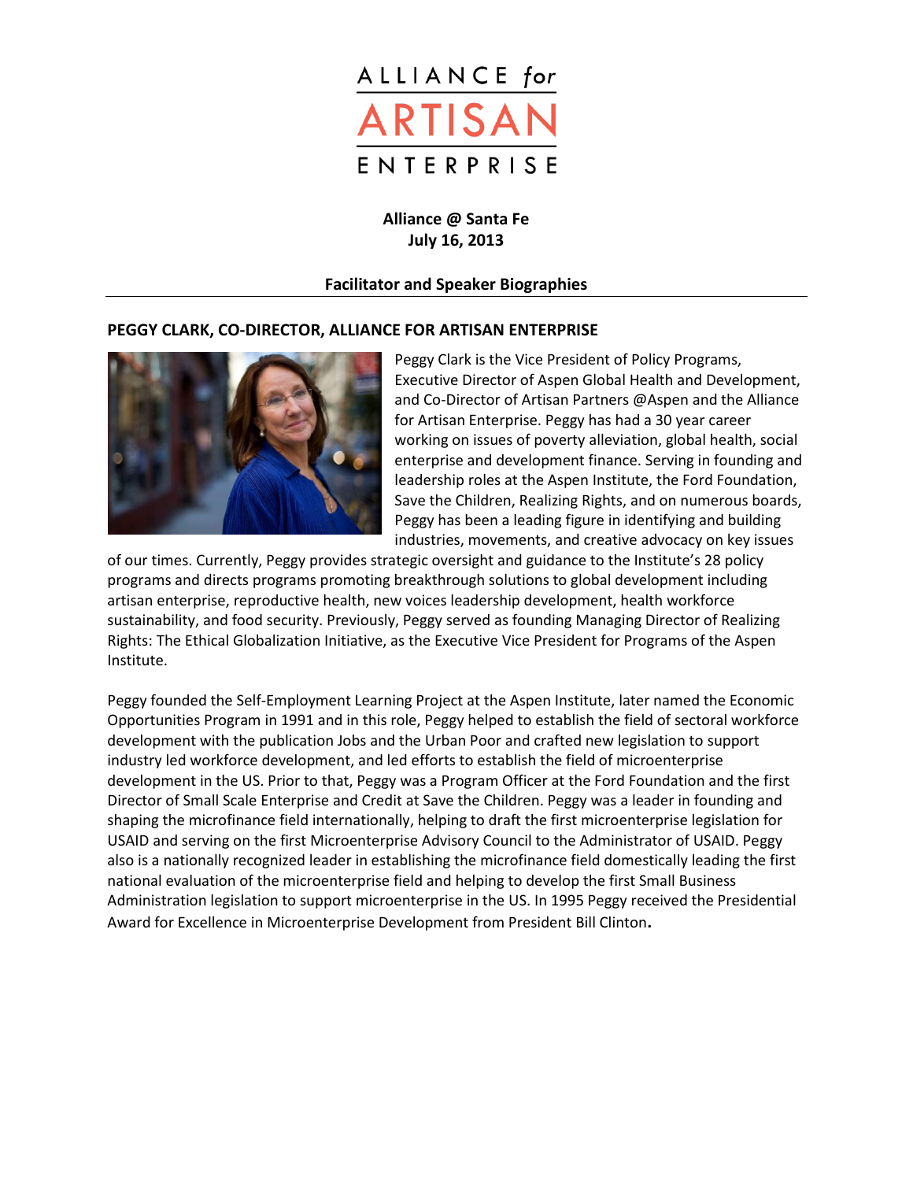ALLIANCE *for* ARTISAN ENTERPRISE

**Alliance @ Santa Fe**
**July 16, 2013**

**Facilitator and Speaker Biographies**

## PEGGY CLARK, CO-DIRECTOR, ALLIANCE FOR ARTISAN ENTERPRISE

Peggy Clark is the Vice President of Policy Programs, Executive Director of Aspen Global Health and Development, and Co-Director of Artisan Partners @Aspen and the Alliance for Artisan Enterprise. Peggy has had a 30 year career working on issues of poverty alleviation, global health, social enterprise and development finance. Serving in founding and leadership roles at the Aspen Institute, the Ford Foundation, Save the Children, Realizing Rights, and on numerous boards, Peggy has been a leading figure in identifying and building industries, movements, and creative advocacy on key issues of our times. Currently, Peggy provides strategic oversight and guidance to the Institute's 28 policy programs and directs programs promoting breakthrough solutions to global development including artisan enterprise, reproductive health, new voices leadership development, health workforce sustainability, and food security. Previously, Peggy served as founding Managing Director of Realizing Rights: The Ethical Globalization Initiative, as the Executive Vice President for Programs of the Aspen Institute.

Peggy founded the Self-Employment Learning Project at the Aspen Institute, later named the Economic Opportunities Program in 1991 and in this role, Peggy helped to establish the field of sectoral workforce development with the publication Jobs and the Urban Poor and crafted new legislation to support industry led workforce development, and led efforts to establish the field of microenterprise development in the US. Prior to that, Peggy was a Program Officer at the Ford Foundation and the first Director of Small Scale Enterprise and Credit at Save the Children. Peggy was a leader in founding and shaping the microfinance field internationally, helping to draft the first microenterprise legislation for USAID and serving on the first Microenterprise Advisory Council to the Administrator of USAID. Peggy also is a nationally recognized leader in establishing the microfinance field domestically leading the first national evaluation of the microenterprise field and helping to develop the first Small Business Administration legislation to support microenterprise in the US. In 1995 Peggy received the Presidential Award for Excellence in Microenterprise Development from President Bill Clinton.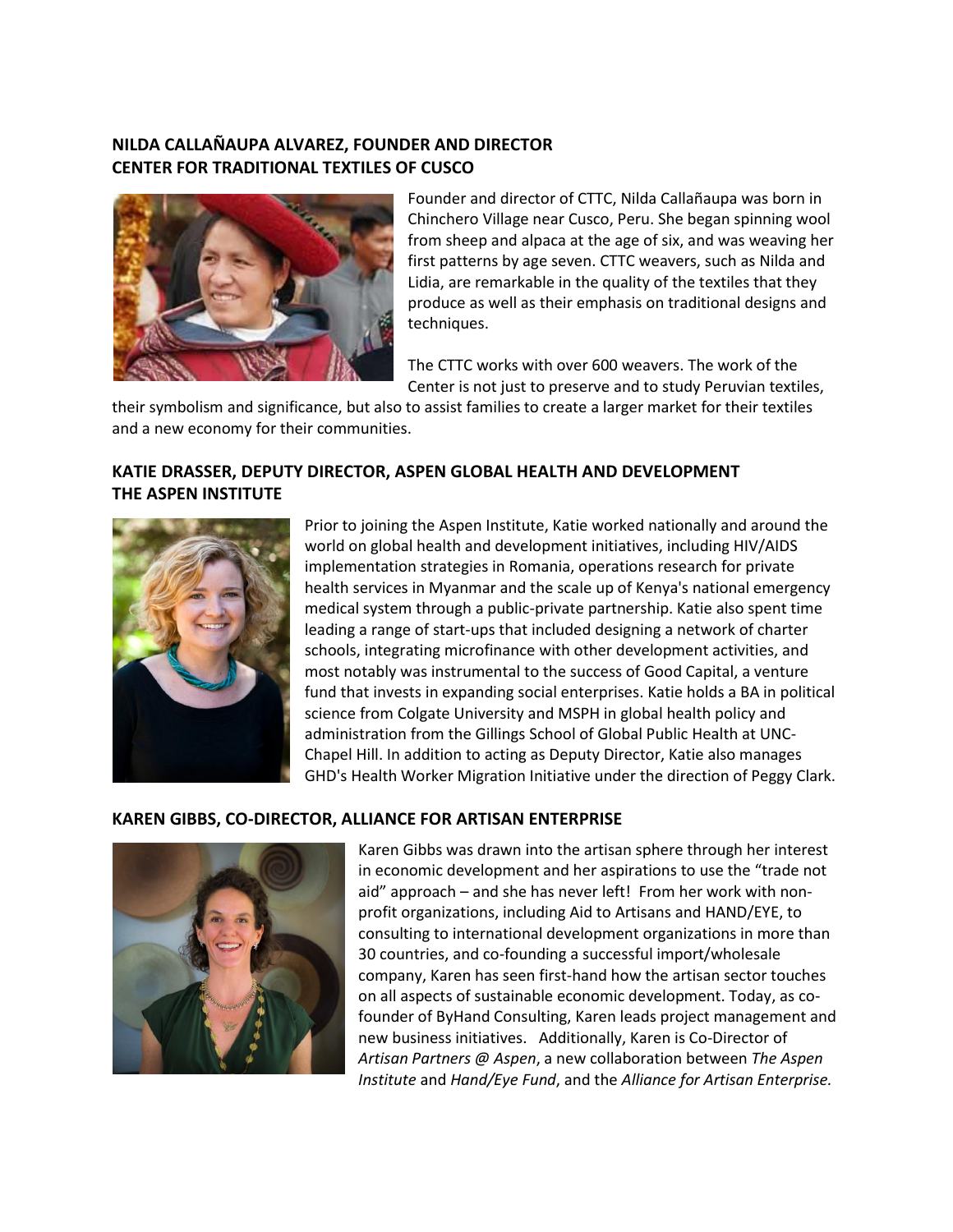## NILDA CALLAÑAUPA ALVAREZ, FOUNDER AND DIRECTOR
## CENTER FOR TRADITIONAL TEXTILES OF CUSCO

Founder and director of CTTC, Nilda Callañaupa was born in Chinchero Village near Cusco, Peru. She began spinning wool from sheep and alpaca at the age of six, and was weaving her first patterns by age seven. CTTC weavers, such as Nilda and Lidia, are remarkable in the quality of the textiles that they produce as well as their emphasis on traditional designs and techniques.

The CTTC works with over 600 weavers. The work of the Center is not just to preserve and to study Peruvian textiles, their symbolism and significance, but also to assist families to create a larger market for their textiles and a new economy for their communities.

## KATIE DRASSER, DEPUTY DIRECTOR, ASPEN GLOBAL HEALTH AND DEVELOPMENT
## THE ASPEN INSTITUTE

Prior to joining the Aspen Institute, Katie worked nationally and around the world on global health and development initiatives, including HIV/AIDS implementation strategies in Romania, operations research for private health services in Myanmar and the scale up of Kenya's national emergency medical system through a public-private partnership. Katie also spent time leading a range of start-ups that included designing a network of charter schools, integrating microfinance with other development activities, and most notably was instrumental to the success of Good Capital, a venture fund that invests in expanding social enterprises. Katie holds a BA in political science from Colgate University and MSPH in global health policy and administration from the Gillings School of Global Public Health at UNC-Chapel Hill. In addition to acting as Deputy Director, Katie also manages GHD's Health Worker Migration Initiative under the direction of Peggy Clark.

## KAREN GIBBS, CO-DIRECTOR, ALLIANCE FOR ARTISAN ENTERPRISE

Karen Gibbs was drawn into the artisan sphere through her interest in economic development and her aspirations to use the "trade not aid" approach – and she has never left! From her work with non-profit organizations, including Aid to Artisans and HAND/EYE, to consulting to international development organizations in more than 30 countries, and co-founding a successful import/wholesale company, Karen has seen first-hand how the artisan sector touches on all aspects of sustainable economic development. Today, as co-founder of ByHand Consulting, Karen leads project management and new business initiatives. Additionally, Karen is Co-Director of *Artisan Partners @ Aspen*, a new collaboration between *The Aspen Institute* and *Hand/Eye Fund*, and the *Alliance for Artisan Enterprise.*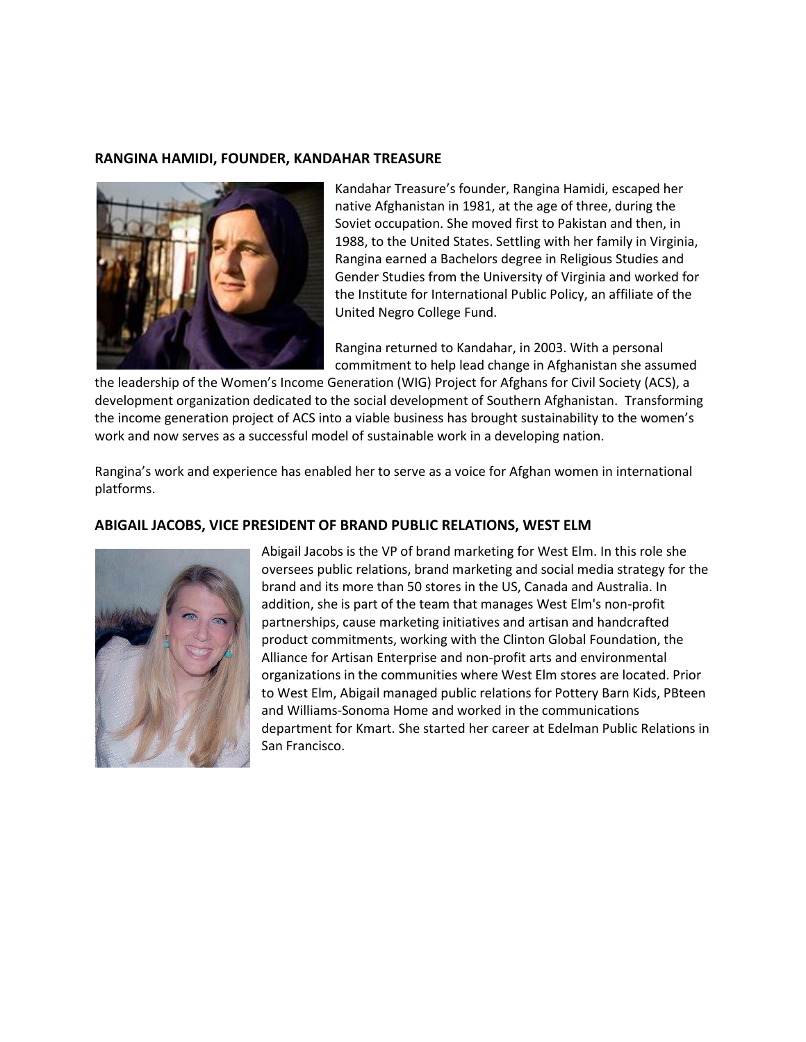## RANGINA HAMIDI, FOUNDER, KANDAHAR TREASURE

Kandahar Treasure's founder, Rangina Hamidi, escaped her native Afghanistan in 1981, at the age of three, during the Soviet occupation. She moved first to Pakistan and then, in 1988, to the United States. Settling with her family in Virginia, Rangina earned a Bachelors degree in Religious Studies and Gender Studies from the University of Virginia and worked for the Institute for International Public Policy, an affiliate of the United Negro College Fund.

Rangina returned to Kandahar, in 2003. With a personal commitment to help lead change in Afghanistan she assumed the leadership of the Women's Income Generation (WIG) Project for Afghans for Civil Society (ACS), a development organization dedicated to the social development of Southern Afghanistan. Transforming the income generation project of ACS into a viable business has brought sustainability to the women's work and now serves as a successful model of sustainable work in a developing nation.

Rangina's work and experience has enabled her to serve as a voice for Afghan women in international platforms.

## ABIGAIL JACOBS, VICE PRESIDENT OF BRAND PUBLIC RELATIONS, WEST ELM

Abigail Jacobs is the VP of brand marketing for West Elm. In this role she oversees public relations, brand marketing and social media strategy for the brand and its more than 50 stores in the US, Canada and Australia. In addition, she is part of the team that manages West Elm's non-profit partnerships, cause marketing initiatives and artisan and handcrafted product commitments, working with the Clinton Global Foundation, the Alliance for Artisan Enterprise and non-profit arts and environmental organizations in the communities where West Elm stores are located. Prior to West Elm, Abigail managed public relations for Pottery Barn Kids, PBteen and Williams-Sonoma Home and worked in the communications department for Kmart. She started her career at Edelman Public Relations in San Francisco.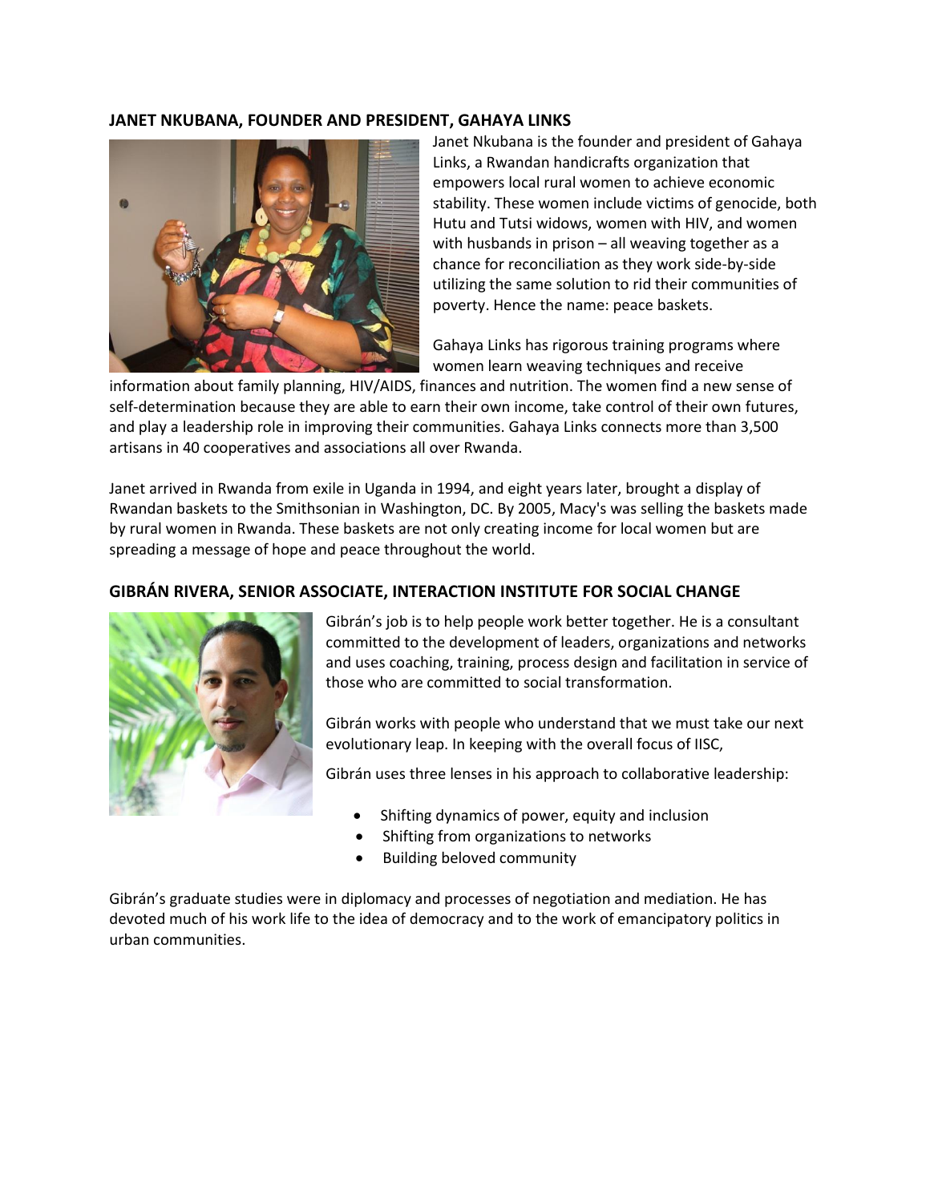### JANET NKUBANA, FOUNDER AND PRESIDENT, GAHAYA LINKS

Janet Nkubana is the founder and president of Gahaya Links, a Rwandan handicrafts organization that empowers local rural women to achieve economic stability. These women include victims of genocide, both Hutu and Tutsi widows, women with HIV, and women with husbands in prison – all weaving together as a chance for reconciliation as they work side-by-side utilizing the same solution to rid their communities of poverty. Hence the name: peace baskets.

Gahaya Links has rigorous training programs where women learn weaving techniques and receive information about family planning, HIV/AIDS, finances and nutrition. The women find a new sense of self-determination because they are able to earn their own income, take control of their own futures, and play a leadership role in improving their communities. Gahaya Links connects more than 3,500 artisans in 40 cooperatives and associations all over Rwanda.

Janet arrived in Rwanda from exile in Uganda in 1994, and eight years later, brought a display of Rwandan baskets to the Smithsonian in Washington, DC. By 2005, Macy's was selling the baskets made by rural women in Rwanda. These baskets are not only creating income for local women but are spreading a message of hope and peace throughout the world.

### GIBRÁN RIVERA, SENIOR ASSOCIATE, INTERACTION INSTITUTE FOR SOCIAL CHANGE

Gibrán's job is to help people work better together. He is a consultant committed to the development of leaders, organizations and networks and uses coaching, training, process design and facilitation in service of those who are committed to social transformation.

Gibrán works with people who understand that we must take our next evolutionary leap. In keeping with the overall focus of IISC,

Gibrán uses three lenses in his approach to collaborative leadership:

- Shifting dynamics of power, equity and inclusion
- Shifting from organizations to networks
- Building beloved community

Gibrán's graduate studies were in diplomacy and processes of negotiation and mediation. He has devoted much of his work life to the idea of democracy and to the work of emancipatory politics in urban communities.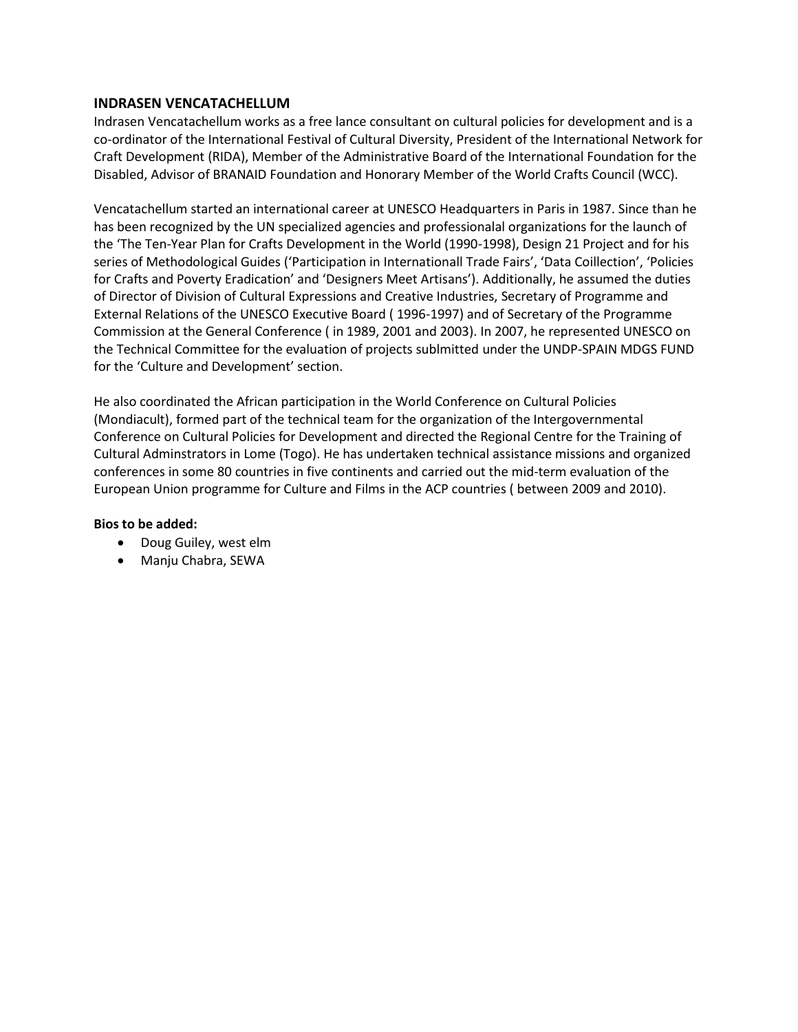### INDRASEN VENCATACHELLUM

Indrasen Vencatachellum works as a free lance consultant on cultural policies for development and is a co-ordinator of the International Festival of Cultural Diversity, President of the International Network for Craft Development (RIDA), Member of the Administrative Board of the International Foundation for the Disabled, Advisor of BRANAID Foundation and Honorary Member of the World Crafts Council (WCC).

Vencatachellum started an international career at UNESCO Headquarters in Paris in 1987. Since than he has been recognized by the UN specialized agencies and professionalal organizations for the launch of the 'The Ten-Year Plan for Crafts Development in the World (1990-1998), Design 21 Project and for his series of Methodological Guides ('Participation in Internationall Trade Fairs', 'Data Coillection', 'Policies for Crafts and Poverty Eradication' and 'Designers Meet Artisans'). Additionally, he assumed the duties of Director of Division of Cultural Expressions and Creative Industries, Secretary of Programme and External Relations of the UNESCO Executive Board ( 1996-1997) and of Secretary of the Programme Commission at the General Conference ( in 1989, 2001 and 2003). In 2007, he represented UNESCO on the Technical Committee for the evaluation of projects sublmitted under the UNDP-SPAIN MDGS FUND for the 'Culture and Development' section.

He also coordinated the African participation in the World Conference on Cultural Policies (Mondiacult), formed part of the technical team for the organization of the Intergovernmental Conference on Cultural Policies for Development and directed the Regional Centre for the Training of Cultural Adminstrators in Lome (Togo). He has undertaken technical assistance missions and organized conferences in some 80 countries in five continents and carried out the mid-term evaluation of the European Union programme for Culture and Films in the ACP countries ( between 2009 and 2010).

**Bios to be added:**

- Doug Guiley, west elm
- Manju Chabra, SEWA